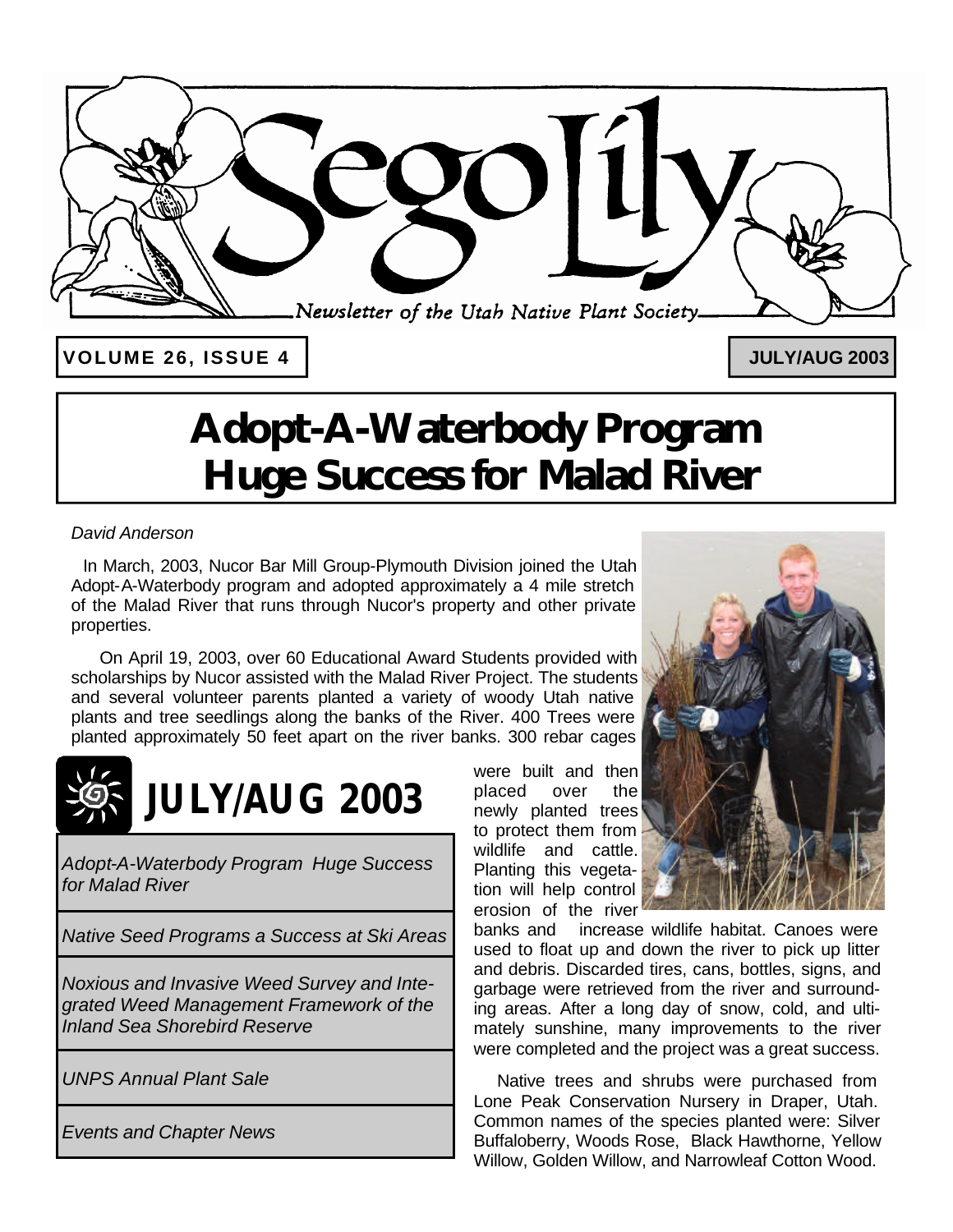# Sego Lily

*Newsletter of the Utah Native Plant Society*

**VOLUME 26, ISSUE 4** | **JULY/AUG 2003**

# Adopt-A-Waterbody Program Huge Success for Malad River

*David Anderson*

In March, 2003, Nucor Bar Mill Group-Plymouth Division joined the Utah Adopt-A-Waterbody program and adopted approximately a 4 mile stretch of the Malad River that runs through Nucor's property and other private properties.

On April 19, 2003, over 60 Educational Award Students provided with scholarships by Nucor assisted with the Malad River Project. The students and several volunteer parents planted a variety of woody Utah native plants and tree seedlings along the banks of the River. 400 Trees were planted approximately 50 feet apart on the river banks. 300 rebar cages were built and then placed over the newly planted trees to protect them from wildlife and cattle. Planting this vegetation will help control erosion of the river banks and increase wildlife habitat. Canoes were used to float up and down the river to pick up litter and debris. Discarded tires, cans, bottles, signs, and garbage were retrieved from the river and surrounding areas. After a long day of snow, cold, and ultimately sunshine, many improvements to the river were completed and the project was a great success.

Native trees and shrubs were purchased from Lone Peak Conservation Nursery in Draper, Utah. Common names of the species planted were: Silver Buffaloberry, Woods Rose, Black Hawthorne, Yellow Willow, Golden Willow, and Narrowleaf Cotton Wood.

## JULY/AUG 2003

- *Adopt-A-Waterbody Program Huge Success for Malad River*
- *Native Seed Programs a Success at Ski Areas*
- *Noxious and Invasive Weed Survey and Integrated Weed Management Framework of the Inland Sea Shorebird Reserve*
- *UNPS Annual Plant Sale*
- *Events and Chapter News*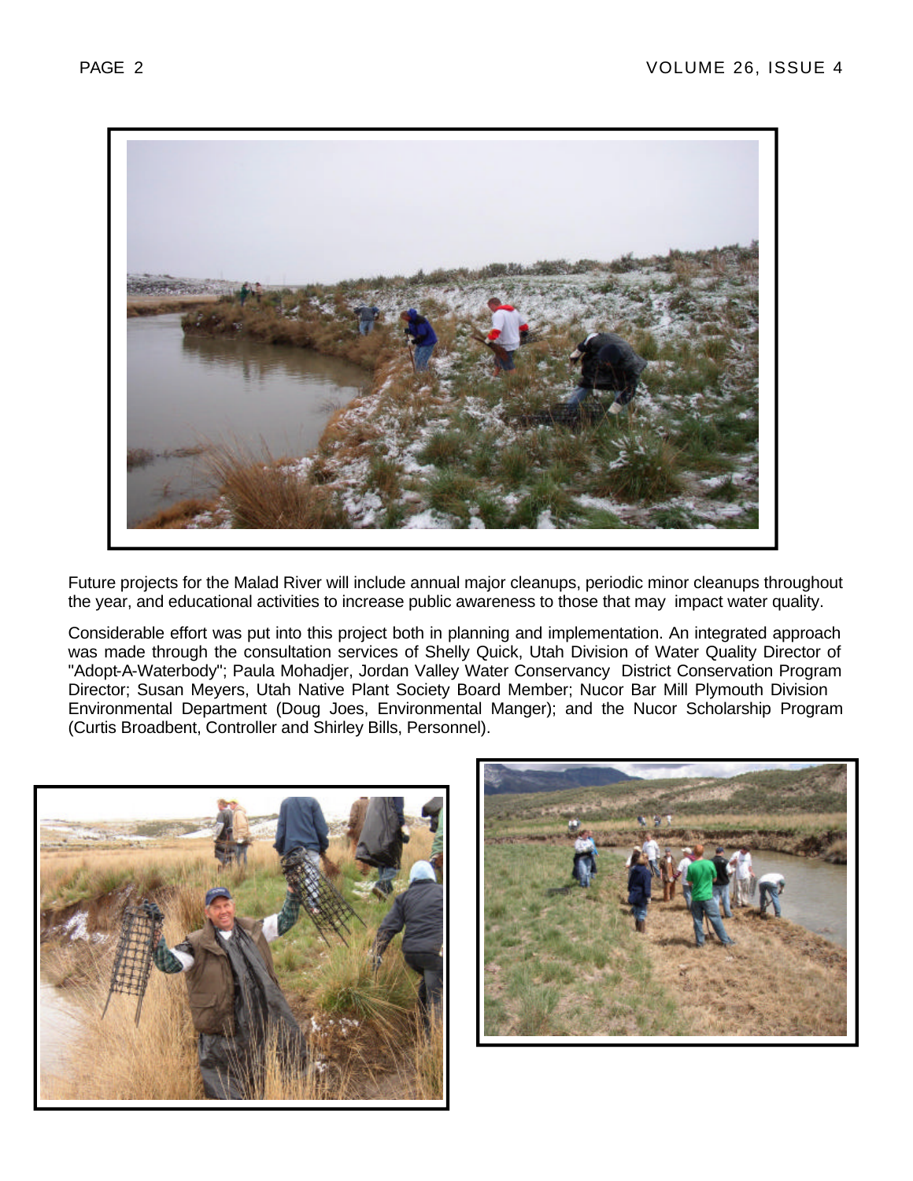Future projects for the Malad River will include annual major cleanups, periodic minor cleanups throughout the year, and educational activities to increase public awareness to those that may impact water quality.

Considerable effort was put into this project both in planning and implementation. An integrated approach was made through the consultation services of Shelly Quick, Utah Division of Water Quality Director of "Adopt-A-Waterbody"; Paula Mohadjer, Jordan Valley Water Conservancy District Conservation Program Director; Susan Meyers, Utah Native Plant Society Board Member; Nucor Bar Mill Plymouth Division Environmental Department (Doug Joes, Environmental Manger); and the Nucor Scholarship Program (Curtis Broadbent, Controller and Shirley Bills, Personnel).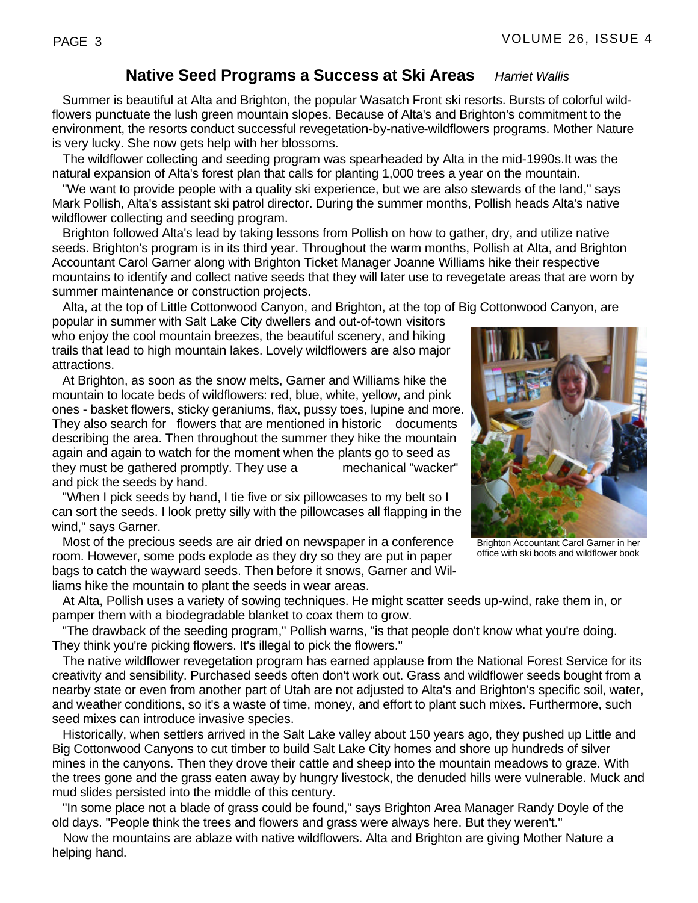## Native Seed Programs a Success at Ski Areas

*Harriet Wallis*

Summer is beautiful at Alta and Brighton, the popular Wasatch Front ski resorts. Bursts of colorful wildflowers punctuate the lush green mountain slopes. Because of Alta's and Brighton's commitment to the environment, the resorts conduct successful revegetation-by-native-wildflowers programs. Mother Nature is very lucky. She now gets help with her blossoms.

The wildflower collecting and seeding program was spearheaded by Alta in the mid-1990s.It was the natural expansion of Alta's forest plan that calls for planting 1,000 trees a year on the mountain.

"We want to provide people with a quality ski experience, but we are also stewards of the land," says Mark Pollish, Alta's assistant ski patrol director. During the summer months, Pollish heads Alta's native wildflower collecting and seeding program.

Brighton followed Alta's lead by taking lessons from Pollish on how to gather, dry, and utilize native seeds. Brighton's program is in its third year. Throughout the warm months, Pollish at Alta, and Brighton Accountant Carol Garner along with Brighton Ticket Manager Joanne Williams hike their respective mountains to identify and collect native seeds that they will later use to revegetate areas that are worn by summer maintenance or construction projects.

Alta, at the top of Little Cottonwood Canyon, and Brighton, at the top of Big Cottonwood Canyon, are popular in summer with Salt Lake City dwellers and out-of-town visitors who enjoy the cool mountain breezes, the beautiful scenery, and hiking trails that lead to high mountain lakes. Lovely wildflowers are also major attractions.

At Brighton, as soon as the snow melts, Garner and Williams hike the mountain to locate beds of wildflowers: red, blue, white, yellow, and pink ones - basket flowers, sticky geraniums, flax, pussy toes, lupine and more. They also search for flowers that are mentioned in historic documents describing the area. Then throughout the summer they hike the mountain again and again to watch for the moment when the plants go to seed as they must be gathered promptly. They use a mechanical "wacker" and pick the seeds by hand.

"When I pick seeds by hand, I tie five or six pillowcases to my belt so I can sort the seeds. I look pretty silly with the pillowcases all flapping in the wind," says Garner.

Most of the precious seeds are air dried on newspaper in a conference room. However, some pods explode as they dry so they are put in paper bags to catch the wayward seeds. Then before it snows, Garner and Williams hike the mountain to plant the seeds in wear areas.

Brighton Accountant Carol Garner in her office with ski boots and wildflower book

At Alta, Pollish uses a variety of sowing techniques. He might scatter seeds up-wind, rake them in, or pamper them with a biodegradable blanket to coax them to grow.

"The drawback of the seeding program," Pollish warns, "is that people don't know what you're doing. They think you're picking flowers. It's illegal to pick the flowers."

The native wildflower revegetation program has earned applause from the National Forest Service for its creativity and sensibility. Purchased seeds often don't work out. Grass and wildflower seeds bought from a nearby state or even from another part of Utah are not adjusted to Alta's and Brighton's specific soil, water, and weather conditions, so it's a waste of time, money, and effort to plant such mixes. Furthermore, such seed mixes can introduce invasive species.

Historically, when settlers arrived in the Salt Lake valley about 150 years ago, they pushed up Little and Big Cottonwood Canyons to cut timber to build Salt Lake City homes and shore up hundreds of silver mines in the canyons. Then they drove their cattle and sheep into the mountain meadows to graze. With the trees gone and the grass eaten away by hungry livestock, the denuded hills were vulnerable. Muck and mud slides persisted into the middle of this century.

"In some place not a blade of grass could be found," says Brighton Area Manager Randy Doyle of the old days. "People think the trees and flowers and grass were always here. But they weren't."

Now the mountains are ablaze with native wildflowers. Alta and Brighton are giving Mother Nature a helping hand.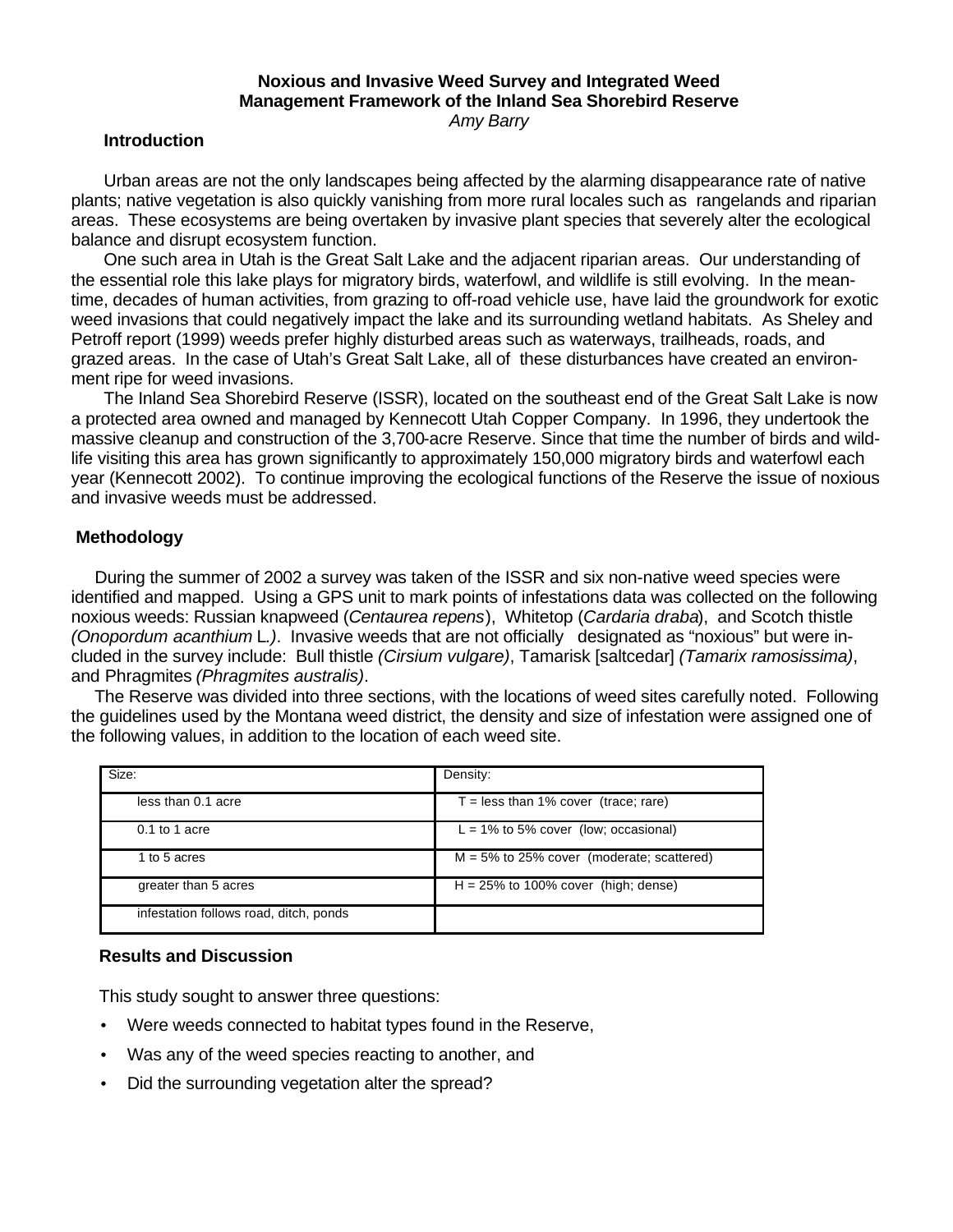# Noxious and Invasive Weed Survey and Integrated Weed Management Framework of the Inland Sea Shorebird Reserve

*Amy Barry*

## Introduction

Urban areas are not the only landscapes being affected by the alarming disappearance rate of native plants; native vegetation is also quickly vanishing from more rural locales such as rangelands and riparian areas. These ecosystems are being overtaken by invasive plant species that severely alter the ecological balance and disrupt ecosystem function.

One such area in Utah is the Great Salt Lake and the adjacent riparian areas. Our understanding of the essential role this lake plays for migratory birds, waterfowl, and wildlife is still evolving. In the meantime, decades of human activities, from grazing to off-road vehicle use, have laid the groundwork for exotic weed invasions that could negatively impact the lake and its surrounding wetland habitats. As Sheley and Petroff report (1999) weeds prefer highly disturbed areas such as waterways, trailheads, roads, and grazed areas. In the case of Utah's Great Salt Lake, all of these disturbances have created an environment ripe for weed invasions.

The Inland Sea Shorebird Reserve (ISSR), located on the southeast end of the Great Salt Lake is now a protected area owned and managed by Kennecott Utah Copper Company. In 1996, they undertook the massive cleanup and construction of the 3,700-acre Reserve. Since that time the number of birds and wildlife visiting this area has grown significantly to approximately 150,000 migratory birds and waterfowl each year (Kennecott 2002). To continue improving the ecological functions of the Reserve the issue of noxious and invasive weeds must be addressed.

## Methodology

During the summer of 2002 a survey was taken of the ISSR and six non-native weed species were identified and mapped. Using a GPS unit to mark points of infestations data was collected on the following noxious weeds: Russian knapweed (*Centaurea repens*), Whitetop (*Cardaria draba*), and Scotch thistle *(Onopordum acanthium* L.*)*. Invasive weeds that are not officially designated as "noxious" but were included in the survey include: Bull thistle *(Cirsium vulgare)*, Tamarisk [saltcedar] *(Tamarix ramosissima)*, and Phragmites *(Phragmites australis)*.

The Reserve was divided into three sections, with the locations of weed sites carefully noted. Following the guidelines used by the Montana weed district, the density and size of infestation were assigned one of the following values, in addition to the location of each weed site.

| Size: | Density: |
|---|---|
| less than 0.1 acre | T = less than 1% cover (trace; rare) |
| 0.1 to 1 acre | L = 1% to 5% cover (low; occasional) |
| 1 to 5 acres | M = 5% to 25% cover (moderate; scattered) |
| greater than 5 acres | H = 25% to 100% cover (high; dense) |
| infestation follows road, ditch, ponds | |

## Results and Discussion

This study sought to answer three questions:

- Were weeds connected to habitat types found in the Reserve,
- Was any of the weed species reacting to another, and
- Did the surrounding vegetation alter the spread?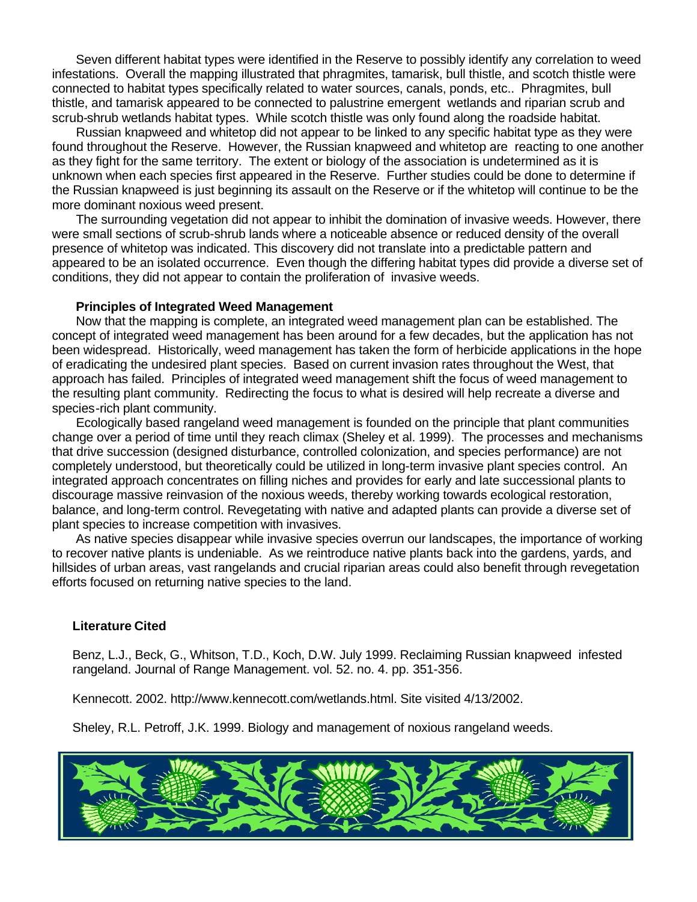Seven different habitat types were identified in the Reserve to possibly identify any correlation to weed infestations. Overall the mapping illustrated that phragmites, tamarisk, bull thistle, and scotch thistle were connected to habitat types specifically related to water sources, canals, ponds, etc.. Phragmites, bull thistle, and tamarisk appeared to be connected to palustrine emergent wetlands and riparian scrub and scrub-shrub wetlands habitat types. While scotch thistle was only found along the roadside habitat.

Russian knapweed and whitetop did not appear to be linked to any specific habitat type as they were found throughout the Reserve. However, the Russian knapweed and whitetop are reacting to one another as they fight for the same territory. The extent or biology of the association is undetermined as it is unknown when each species first appeared in the Reserve. Further studies could be done to determine if the Russian knapweed is just beginning its assault on the Reserve or if the whitetop will continue to be the more dominant noxious weed present.

The surrounding vegetation did not appear to inhibit the domination of invasive weeds. However, there were small sections of scrub-shrub lands where a noticeable absence or reduced density of the overall presence of whitetop was indicated. This discovery did not translate into a predictable pattern and appeared to be an isolated occurrence. Even though the differing habitat types did provide a diverse set of conditions, they did not appear to contain the proliferation of invasive weeds.

**Principles of Integrated Weed Management**

Now that the mapping is complete, an integrated weed management plan can be established. The concept of integrated weed management has been around for a few decades, but the application has not been widespread. Historically, weed management has taken the form of herbicide applications in the hope of eradicating the undesired plant species. Based on current invasion rates throughout the West, that approach has failed. Principles of integrated weed management shift the focus of weed management to the resulting plant community. Redirecting the focus to what is desired will help recreate a diverse and species-rich plant community.

Ecologically based rangeland weed management is founded on the principle that plant communities change over a period of time until they reach climax (Sheley et al. 1999). The processes and mechanisms that drive succession (designed disturbance, controlled colonization, and species performance) are not completely understood, but theoretically could be utilized in long-term invasive plant species control. An integrated approach concentrates on filling niches and provides for early and late successional plants to discourage massive reinvasion of the noxious weeds, thereby working towards ecological restoration, balance, and long-term control. Revegetating with native and adapted plants can provide a diverse set of plant species to increase competition with invasives.

As native species disappear while invasive species overrun our landscapes, the importance of working to recover native plants is undeniable. As we reintroduce native plants back into the gardens, yards, and hillsides of urban areas, vast rangelands and crucial riparian areas could also benefit through revegetation efforts focused on returning native species to the land.

**Literature Cited**

Benz, L.J., Beck, G., Whitson, T.D., Koch, D.W. July 1999. Reclaiming Russian knapweed infested rangeland. Journal of Range Management. vol. 52. no. 4. pp. 351-356.

Kennecott. 2002. http://www.kennecott.com/wetlands.html. Site visited 4/13/2002.

Sheley, R.L. Petroff, J.K. 1999. Biology and management of noxious rangeland weeds.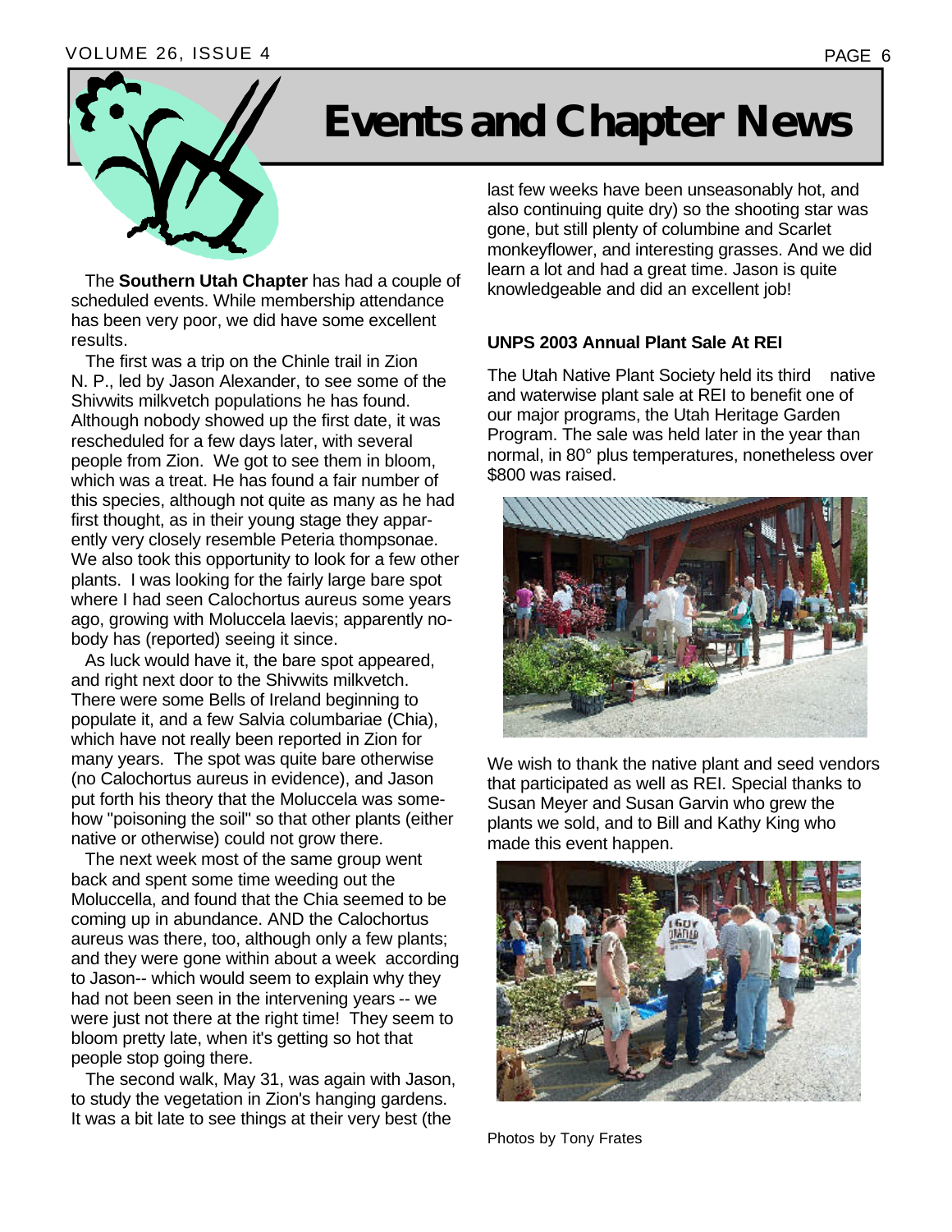# Events and Chapter News

The **Southern Utah Chapter** has had a couple of scheduled events. While membership attendance has been very poor, we did have some excellent results.

The first was a trip on the Chinle trail in Zion N. P., led by Jason Alexander, to see some of the Shivwits milkvetch populations he has found. Although nobody showed up the first date, it was rescheduled for a few days later, with several people from Zion. We got to see them in bloom, which was a treat. He has found a fair number of this species, although not quite as many as he had first thought, as in their young stage they apparently very closely resemble Peteria thompsonae. We also took this opportunity to look for a few other plants. I was looking for the fairly large bare spot where I had seen Calochortus aureus some years ago, growing with Moluccela laevis; apparently nobody has (reported) seeing it since.

As luck would have it, the bare spot appeared, and right next door to the Shivwits milkvetch. There were some Bells of Ireland beginning to populate it, and a few Salvia columbariae (Chia), which have not really been reported in Zion for many years. The spot was quite bare otherwise (no Calochortus aureus in evidence), and Jason put forth his theory that the Moluccela was somehow "poisoning the soil" so that other plants (either native or otherwise) could not grow there.

The next week most of the same group went back and spent some time weeding out the Moluccella, and found that the Chia seemed to be coming up in abundance. AND the Calochortus aureus was there, too, although only a few plants; and they were gone within about a week according to Jason-- which would seem to explain why they had not been seen in the intervening years -- we were just not there at the right time! They seem to bloom pretty late, when it's getting so hot that people stop going there.

The second walk, May 31, was again with Jason, to study the vegetation in Zion's hanging gardens. It was a bit late to see things at their very best (the last few weeks have been unseasonably hot, and also continuing quite dry) so the shooting star was gone, but still plenty of columbine and Scarlet monkeyflower, and interesting grasses. And we did learn a lot and had a great time. Jason is quite knowledgeable and did an excellent job!

**UNPS 2003 Annual Plant Sale At REI**

The Utah Native Plant Society held its third native and waterwise plant sale at REI to benefit one of our major programs, the Utah Heritage Garden Program. The sale was held later in the year than normal, in 80° plus temperatures, nonetheless over $800 was raised.

We wish to thank the native plant and seed vendors that participated as well as REI. Special thanks to Susan Meyer and Susan Garvin who grew the plants we sold, and to Bill and Kathy King who made this event happen.

Photos by Tony Frates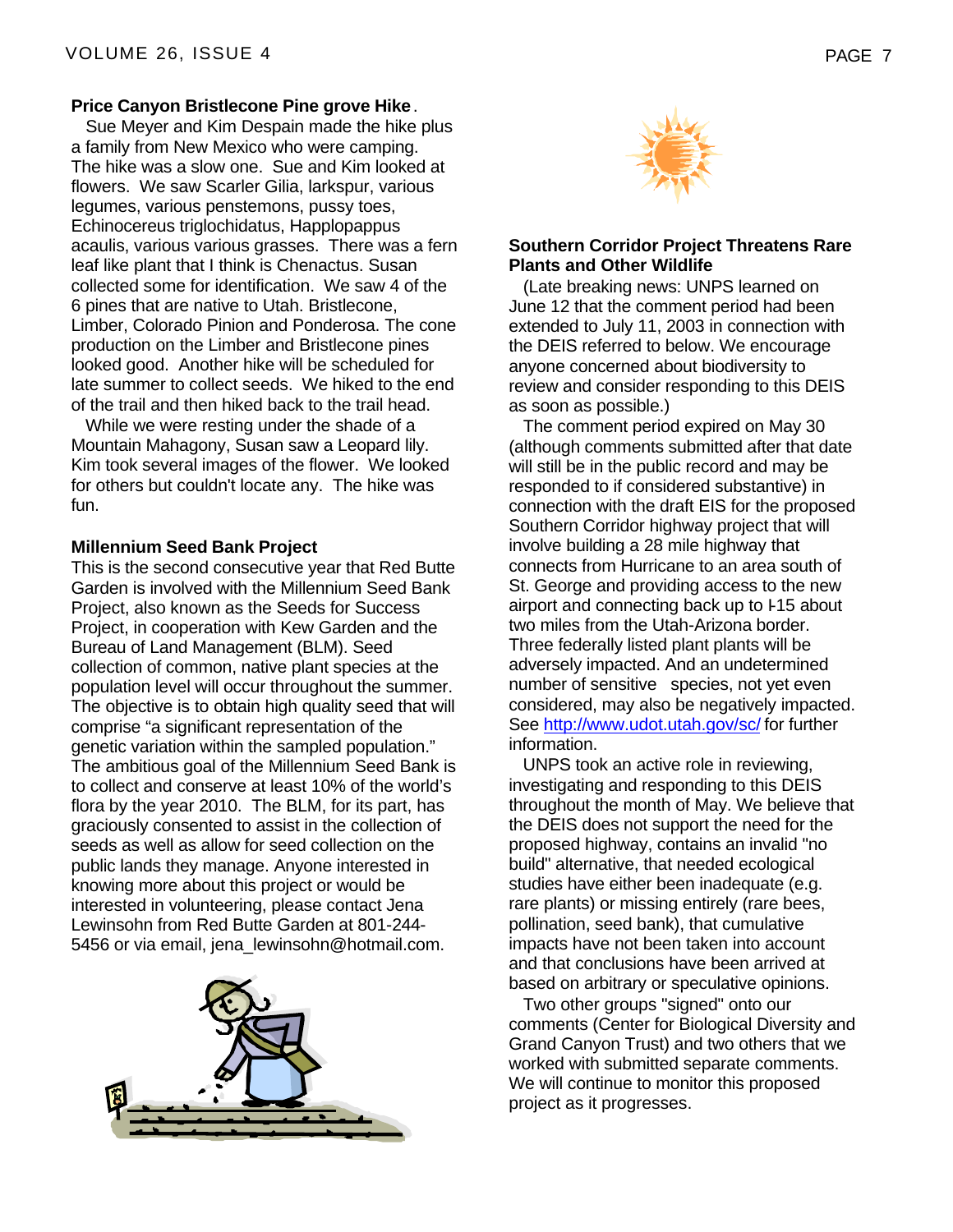**Price Canyon Bristlecone Pine grove Hike**.

Sue Meyer and Kim Despain made the hike plus a family from New Mexico who were camping. The hike was a slow one. Sue and Kim looked at flowers. We saw Scarler Gilia, larkspur, various legumes, various penstemons, pussy toes, Echinocereus triglochidatus, Happlopappus acaulis, various various grasses. There was a fern leaf like plant that I think is Chenactus. Susan collected some for identification. We saw 4 of the 6 pines that are native to Utah. Bristlecone, Limber, Colorado Pinion and Ponderosa. The cone production on the Limber and Bristlecone pines looked good. Another hike will be scheduled for late summer to collect seeds. We hiked to the end of the trail and then hiked back to the trail head.

While we were resting under the shade of a Mountain Mahagony, Susan saw a Leopard lily. Kim took several images of the flower. We looked for others but couldn't locate any. The hike was fun.

**Millennium Seed Bank Project**

This is the second consecutive year that Red Butte Garden is involved with the Millennium Seed Bank Project, also known as the Seeds for Success Project, in cooperation with Kew Garden and the Bureau of Land Management (BLM). Seed collection of common, native plant species at the population level will occur throughout the summer. The objective is to obtain high quality seed that will comprise "a significant representation of the genetic variation within the sampled population." The ambitious goal of the Millennium Seed Bank is to collect and conserve at least 10% of the world's flora by the year 2010. The BLM, for its part, has graciously consented to assist in the collection of seeds as well as allow for seed collection on the public lands they manage. Anyone interested in knowing more about this project or would be interested in volunteering, please contact Jena Lewinsohn from Red Butte Garden at 801-244-5456 or via email, jena_lewinsohn@hotmail.com.

**Southern Corridor Project Threatens Rare Plants and Other Wildlife**

(Late breaking news: UNPS learned on June 12 that the comment period had been extended to July 11, 2003 in connection with the DEIS referred to below. We encourage anyone concerned about biodiversity to review and consider responding to this DEIS as soon as possible.)

The comment period expired on May 30 (although comments submitted after that date will still be in the public record and may be responded to if considered substantive) in connection with the draft EIS for the proposed Southern Corridor highway project that will involve building a 28 mile highway that connects from Hurricane to an area south of St. George and providing access to the new airport and connecting back up to I-15 about two miles from the Utah-Arizona border. Three federally listed plant plants will be adversely impacted. And an undetermined number of sensitive species, not yet even considered, may also be negatively impacted. See http://www.udot.utah.gov/sc/ for further information.

UNPS took an active role in reviewing, investigating and responding to this DEIS throughout the month of May. We believe that the DEIS does not support the need for the proposed highway, contains an invalid "no build" alternative, that needed ecological studies have either been inadequate (e.g. rare plants) or missing entirely (rare bees, pollination, seed bank), that cumulative impacts have not been taken into account and that conclusions have been arrived at based on arbitrary or speculative opinions.

Two other groups "signed" onto our comments (Center for Biological Diversity and Grand Canyon Trust) and two others that we worked with submitted separate comments. We will continue to monitor this proposed project as it progresses.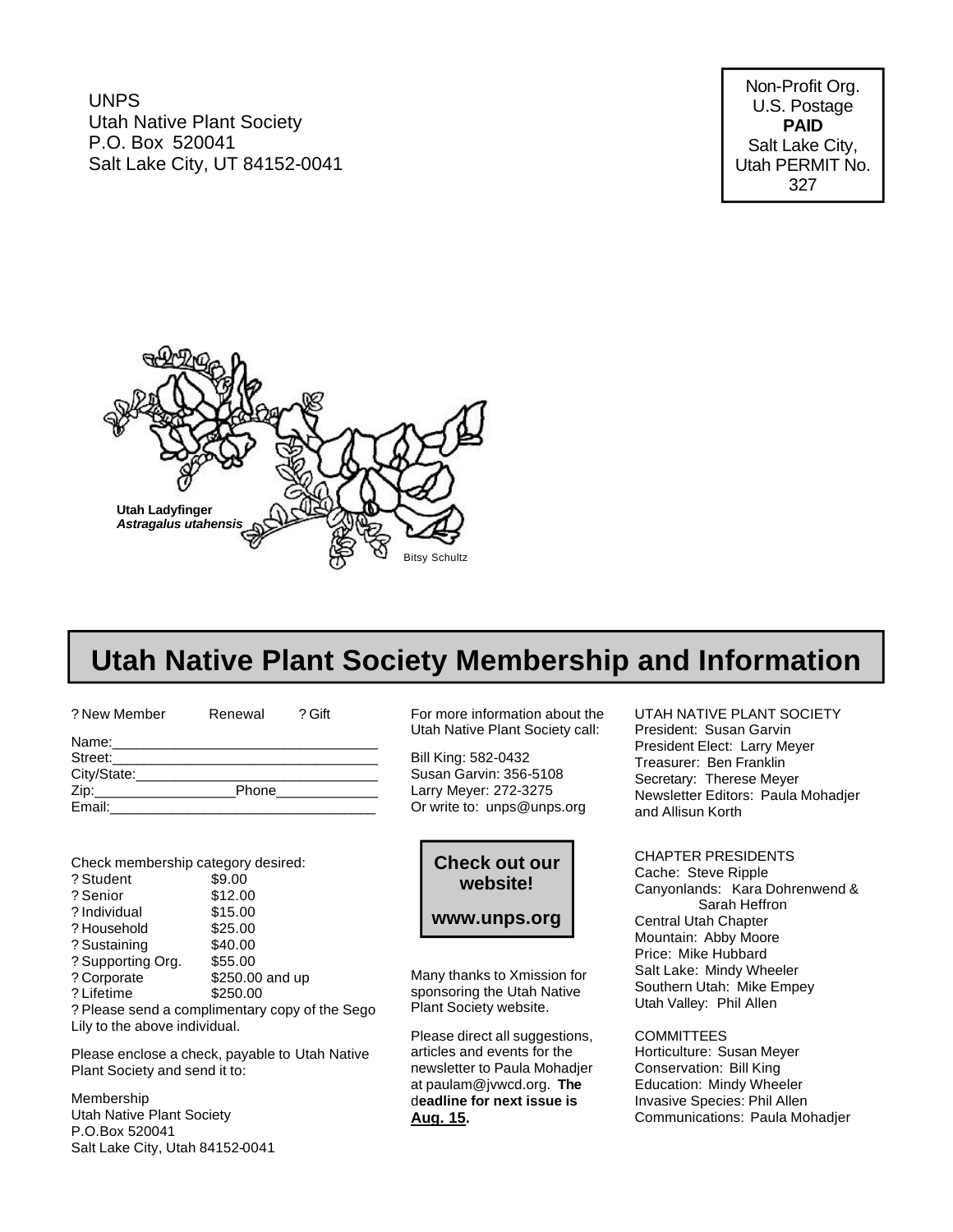UNPS
Utah Native Plant Society
P.O. Box 520041
Salt Lake City, UT 84152-0041

Non-Profit Org.
U.S. Postage
**PAID**
Salt Lake City,
Utah PERMIT No.
327

**Utah Ladyfinger**
***Astragalus utahensis***

Bitsy Schultz

# Utah Native Plant Society Membership and Information

? New Member Renewal ? Gift

Name:___________________________________
Street:__________________________________
City/State:________________________________
Zip:__________________Phone_____________
Email:___________________________________

Check membership category desired:

| | |
|---|---|
| ? Student | $9.00 |
| ? Senior | $12.00 |
| ? Individual | $15.00 |
| ? Household | $25.00 |
| ? Sustaining | $40.00 |
| ? Supporting Org. | $55.00 |
| ? Corporate | $250.00 and up |
| ? Lifetime | $250.00 |

? Please send a complimentary copy of the Sego Lily to the above individual.

Please enclose a check, payable to Utah Native Plant Society and send it to:

Membership
Utah Native Plant Society
P.O.Box 520041
Salt Lake City, Utah 84152-0041

For more information about the Utah Native Plant Society call:

Bill King: 582-0432
Susan Garvin: 356-5108
Larry Meyer: 272-3275
Or write to: unps@unps.org

**Check out our website!**

**www.unps.org**

Many thanks to Xmission for sponsoring the Utah Native Plant Society website.

Please direct all suggestions, articles and events for the newsletter to Paula Mohadjer at paulam@jvwcd.org. **The** d**eadline for next issue is** **Aug. 15**.

UTAH NATIVE PLANT SOCIETY
President: Susan Garvin
President Elect: Larry Meyer
Treasurer: Ben Franklin
Secretary: Therese Meyer
Newsletter Editors: Paula Mohadjer and Allisun Korth

CHAPTER PRESIDENTS
Cache: Steve Ripple
Canyonlands: Kara Dohrenwend & Sarah Heffron
Central Utah Chapter
Mountain: Abby Moore
Price: Mike Hubbard
Salt Lake: Mindy Wheeler
Southern Utah: Mike Empey
Utah Valley: Phil Allen

COMMITTEES
Horticulture: Susan Meyer
Conservation: Bill King
Education: Mindy Wheeler
Invasive Species: Phil Allen
Communications: Paula Mohadjer